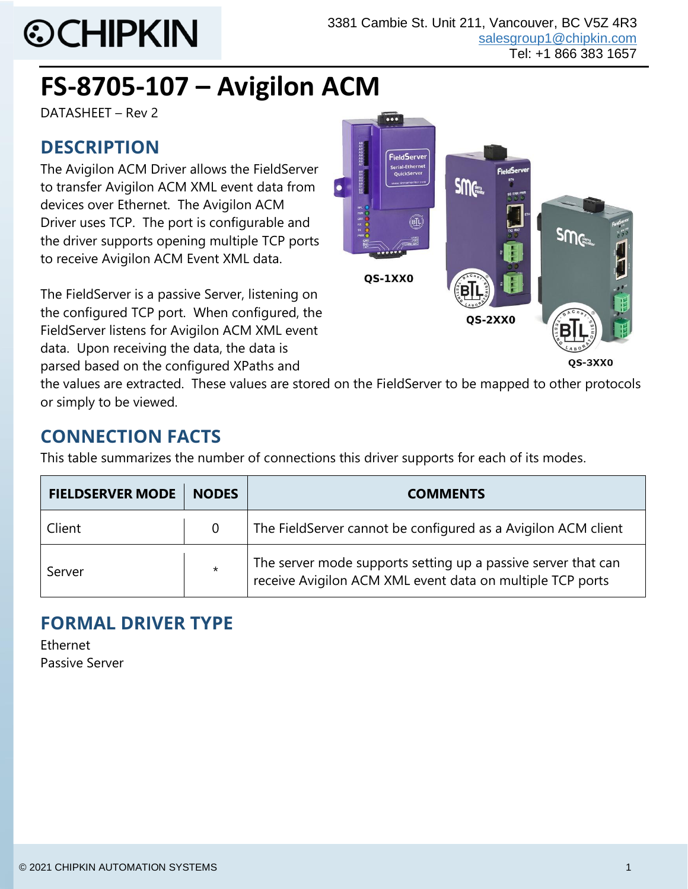3381 Cambie St. Unit 211, Vancouver, BC V5Z 4R3
salesgroup1@chipkin.com
Tel: +1 866 383 1657

# FS-8705-107 – Avigilon ACM

DATASHEET – Rev 2

## DESCRIPTION

The Avigilon ACM Driver allows the FieldServer to transfer Avigilon ACM XML event data from devices over Ethernet. The Avigilon ACM Driver uses TCP. The port is configurable and the driver supports opening multiple TCP ports to receive Avigilon ACM Event XML data.

The FieldServer is a passive Server, listening on the configured TCP port. When configured, the FieldServer listens for Avigilon ACM XML event data. Upon receiving the data, the data is parsed based on the configured XPaths and the values are extracted. These values are stored on the FieldServer to be mapped to other protocols or simply to be viewed.

QS-1XX0 QS-2XX0 QS-3XX0

## CONNECTION FACTS

This table summarizes the number of connections this driver supports for each of its modes.

| FIELDSERVER MODE | NODES | COMMENTS |
|---|---|---|
| Client | 0 | The FieldServer cannot be configured as a Avigilon ACM client |
| Server | * | The server mode supports setting up a passive server that can receive Avigilon ACM XML event data on multiple TCP ports |

## FORMAL DRIVER TYPE

Ethernet
Passive Server

© 2021 CHIPKIN AUTOMATION SYSTEMS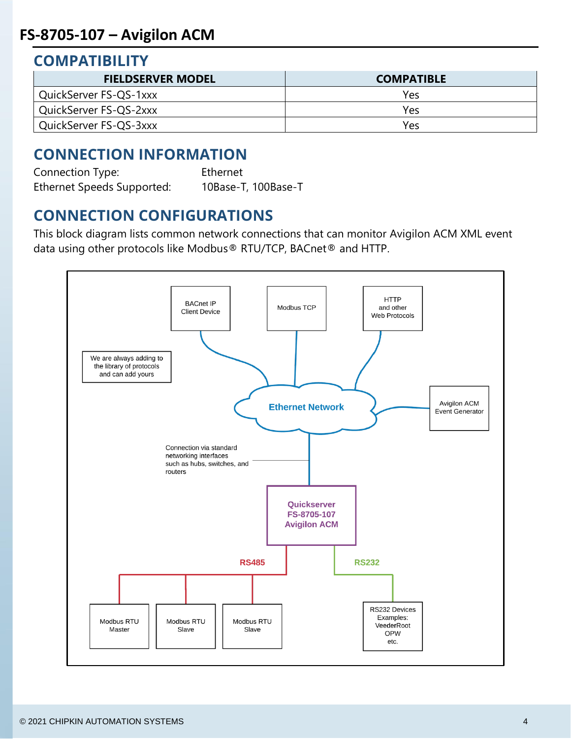# FS-8705-107 – Avigilon ACM

## COMPATIBILITY

| FIELDSERVER MODEL | COMPATIBLE |
|---|---|
| QuickServer FS-QS-1xxx | Yes |
| QuickServer FS-QS-2xxx | Yes |
| QuickServer FS-QS-3xxx | Yes |

## CONNECTION INFORMATION

Connection Type: Ethernet
Ethernet Speeds Supported: 10Base-T, 100Base-T

## CONNECTION CONFIGURATIONS

This block diagram lists common network connections that can monitor Avigilon ACM XML event data using other protocols like Modbus® RTU/TCP, BACnet® and HTTP.

BACnet IP Client Device
Modbus TCP
HTTP and other Web Protocols
We are always adding to the library of protocols and can add yours
Ethernet Network
Avigilon ACM Event Generator
Connection via standard networking interfaces such as hubs, switches, and routers
Quickserver FS-8705-107 Avigilon ACM
RS485
RS232
Modbus RTU Master
Modbus RTU Slave
Modbus RTU Slave
RS232 Devices Examples: VeederRoot OPW etc.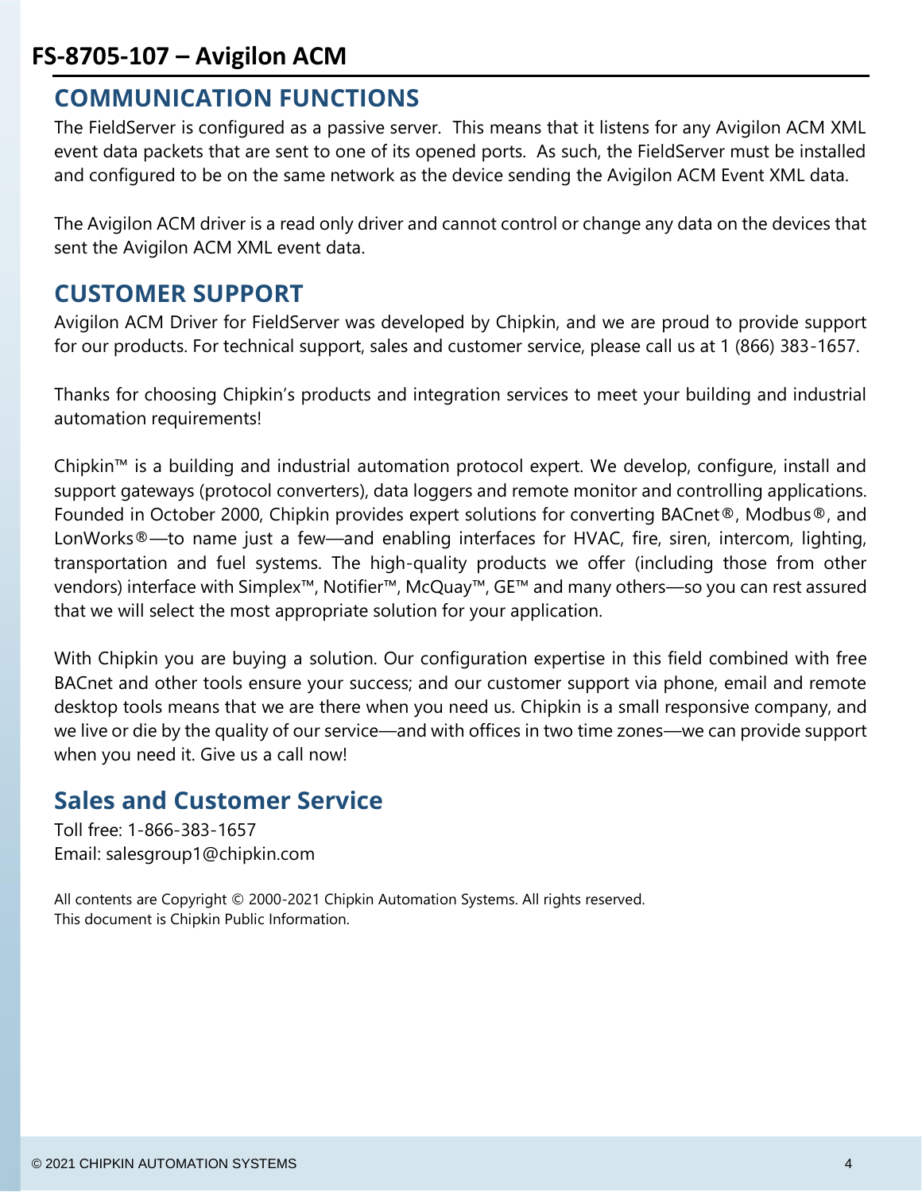## COMMUNICATION FUNCTIONS

The FieldServer is configured as a passive server. This means that it listens for any Avigilon ACM XML event data packets that are sent to one of its opened ports. As such, the FieldServer must be installed and configured to be on the same network as the device sending the Avigilon ACM Event XML data.

The Avigilon ACM driver is a read only driver and cannot control or change any data on the devices that sent the Avigilon ACM XML event data.

## CUSTOMER SUPPORT

Avigilon ACM Driver for FieldServer was developed by Chipkin, and we are proud to provide support for our products. For technical support, sales and customer service, please call us at 1 (866) 383-1657.

Thanks for choosing Chipkin's products and integration services to meet your building and industrial automation requirements!

Chipkin™ is a building and industrial automation protocol expert. We develop, configure, install and support gateways (protocol converters), data loggers and remote monitor and controlling applications. Founded in October 2000, Chipkin provides expert solutions for converting BACnet®, Modbus®, and LonWorks®—to name just a few—and enabling interfaces for HVAC, fire, siren, intercom, lighting, transportation and fuel systems. The high-quality products we offer (including those from other vendors) interface with Simplex™, Notifier™, McQuay™, GE™ and many others—so you can rest assured that we will select the most appropriate solution for your application.

With Chipkin you are buying a solution. Our configuration expertise in this field combined with free BACnet and other tools ensure your success; and our customer support via phone, email and remote desktop tools means that we are there when you need us. Chipkin is a small responsive company, and we live or die by the quality of our service—and with offices in two time zones—we can provide support when you need it. Give us a call now!

## Sales and Customer Service

Toll free: 1-866-383-1657
Email: salesgroup1@chipkin.com

All contents are Copyright © 2000-2021 Chipkin Automation Systems. All rights reserved.
This document is Chipkin Public Information.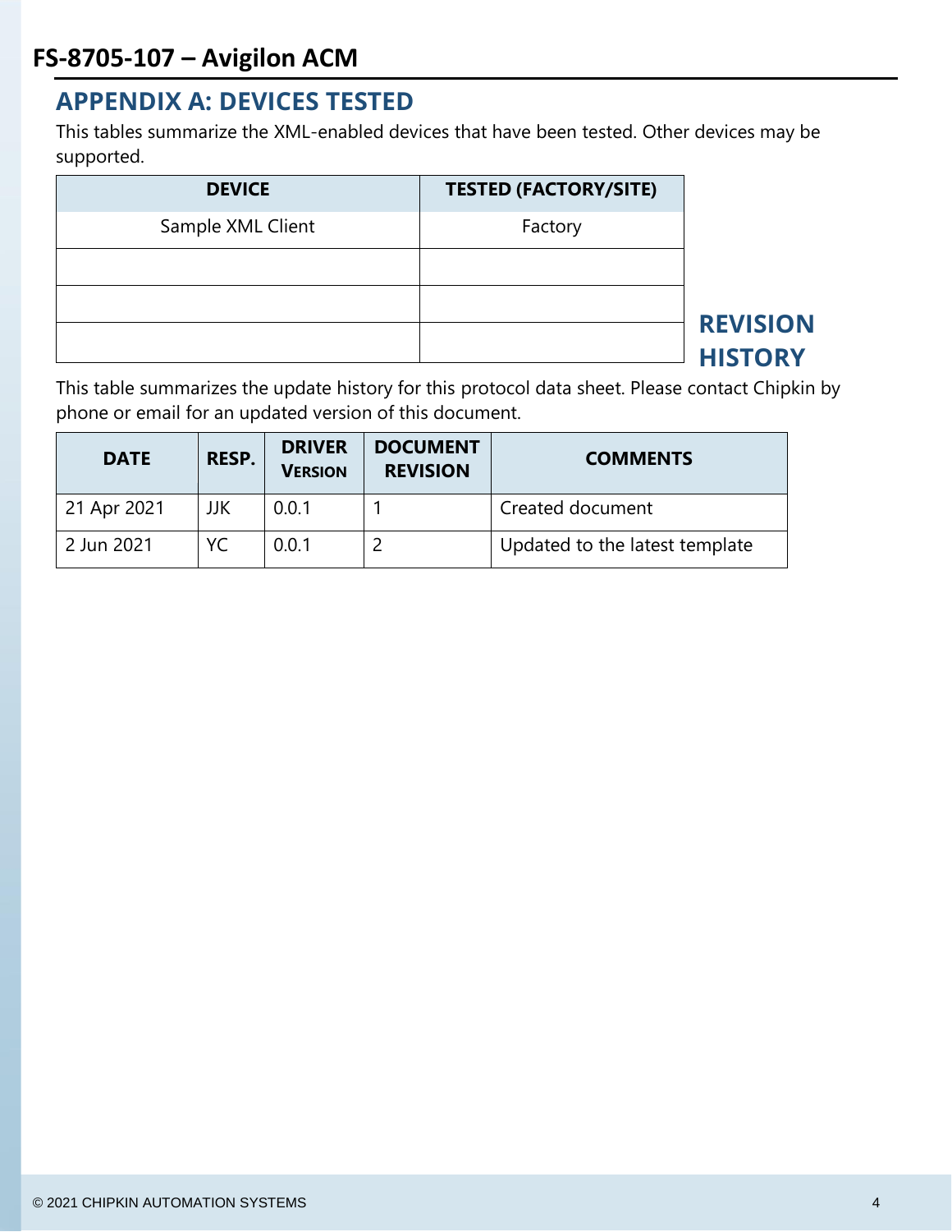## APPENDIX A: DEVICES TESTED

This tables summarize the XML-enabled devices that have been tested. Other devices may be supported.

| DEVICE | TESTED (FACTORY/SITE) |
|---|---|
| Sample XML Client | Factory |
| | |
| | |
| | |

## REVISION HISTORY

This table summarizes the update history for this protocol data sheet. Please contact Chipkin by phone or email for an updated version of this document.

| DATE | RESP. | DRIVER VERSION | DOCUMENT REVISION | COMMENTS |
|---|---|---|---|---|
| 21 Apr 2021 | JJK | 0.0.1 | 1 | Created document |
| 2 Jun 2021 | YC | 0.0.1 | 2 | Updated to the latest template |